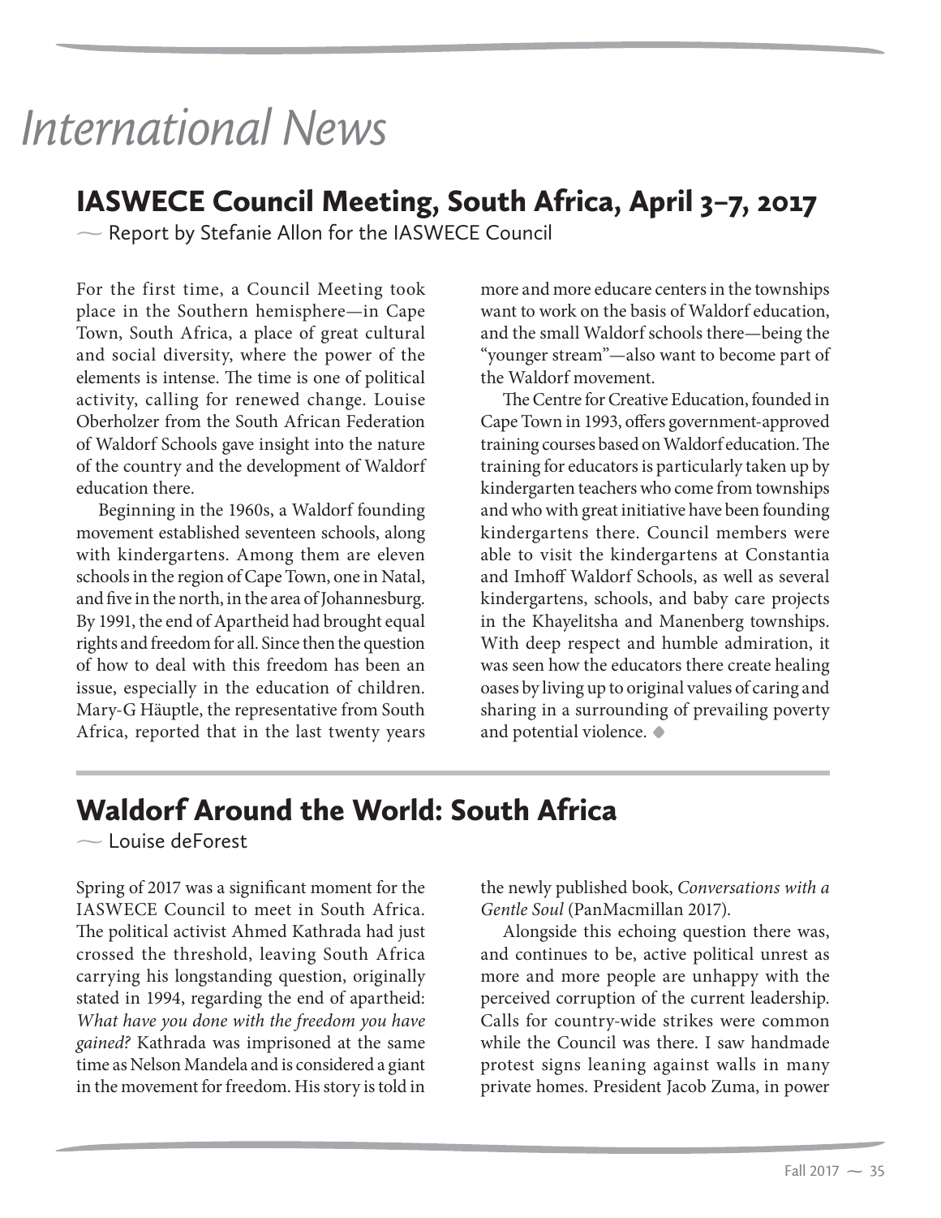# International News

## IASWECE Council Meeting, South Africa, April 3–7, 2017

— Report by Stefanie Allon for the IASWECE Council

For the first time, a Council Meeting took place in the Southern hemisphere—in Cape Town, South Africa, a place of great cultural and social diversity, where the power of the elements is intense. The time is one of political activity, calling for renewed change. Louise Oberholzer from the South African Federation of Waldorf Schools gave insight into the nature of the country and the development of Waldorf education there.

Beginning in the 1960s, a Waldorf founding movement established seventeen schools, along with kindergartens. Among them are eleven schools in the region of Cape Town, one in Natal, and five in the north, in the area of Johannesburg. By 1991, the end of Apartheid had brought equal rights and freedom for all. Since then the question of how to deal with this freedom has been an issue, especially in the education of children. Mary-G Häuptle, the representative from South Africa, reported that in the last twenty years more and more educare centers in the townships want to work on the basis of Waldorf education, and the small Waldorf schools there—being the "younger stream"—also want to become part of the Waldorf movement.

The Centre for Creative Education, founded in Cape Town in 1993, offers government-approved training courses based on Waldorf education. The training for educators is particularly taken up by kindergarten teachers who come from townships and who with great initiative have been founding kindergartens there. Council members were able to visit the kindergartens at Constantia and Imhoff Waldorf Schools, as well as several kindergartens, schools, and baby care projects in the Khayelitsha and Manenberg townships. With deep respect and humble admiration, it was seen how the educators there create healing oases by living up to original values of caring and sharing in a surrounding of prevailing poverty and potential violence. ◆

## Waldorf Around the World: South Africa

— Louise deForest

Spring of 2017 was a significant moment for the IASWECE Council to meet in South Africa. The political activist Ahmed Kathrada had just crossed the threshold, leaving South Africa carrying his longstanding question, originally stated in 1994, regarding the end of apartheid: *What have you done with the freedom you have gained?* Kathrada was imprisoned at the same time as Nelson Mandela and is considered a giant in the movement for freedom. His story is told in the newly published book, *Conversations with a Gentle Soul* (PanMacmillan 2017).

Alongside this echoing question there was, and continues to be, active political unrest as more and more people are unhappy with the perceived corruption of the current leadership. Calls for country-wide strikes were common while the Council was there. I saw handmade protest signs leaning against walls in many private homes. President Jacob Zuma, in power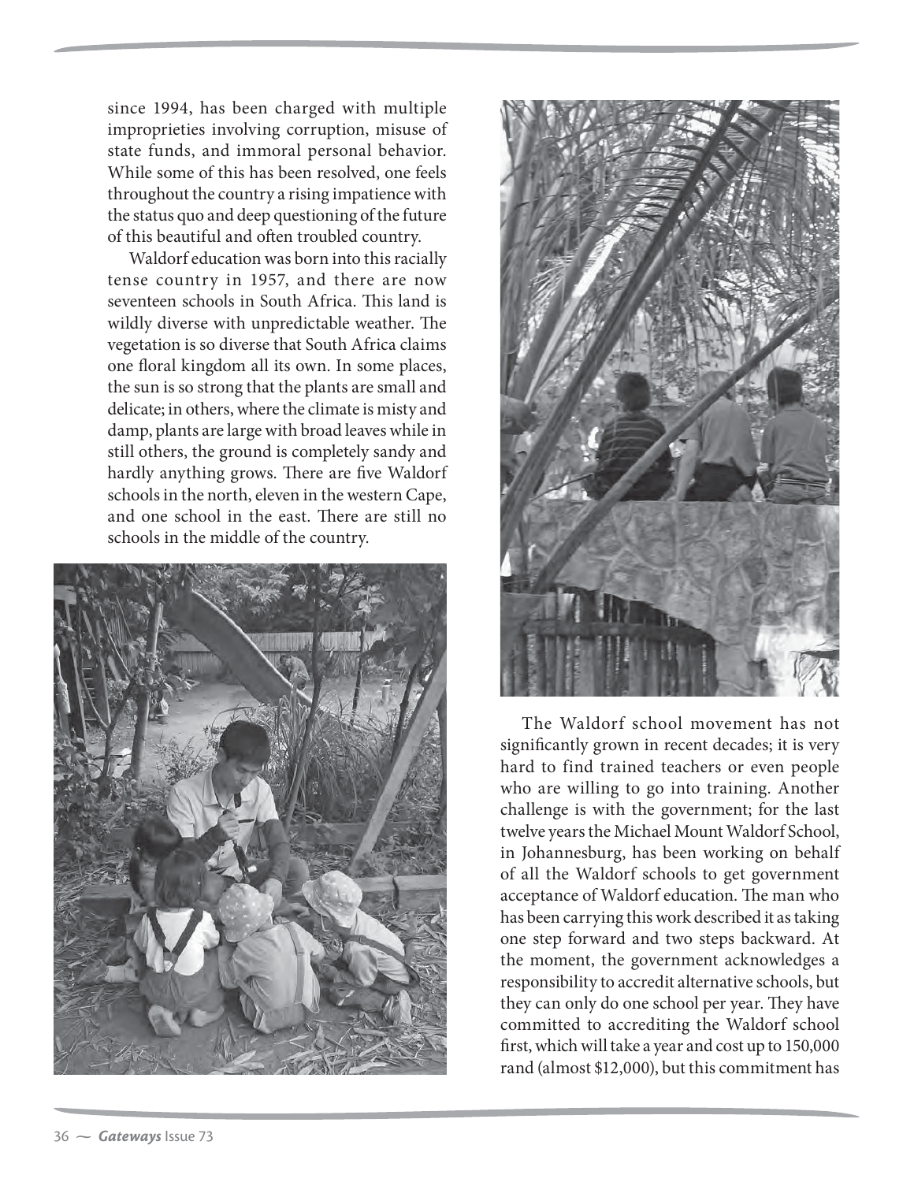since 1994, has been charged with multiple improprieties involving corruption, misuse of state funds, and immoral personal behavior. While some of this has been resolved, one feels throughout the country a rising impatience with the status quo and deep questioning of the future of this beautiful and often troubled country.

Waldorf education was born into this racially tense country in 1957, and there are now seventeen schools in South Africa. This land is wildly diverse with unpredictable weather. The vegetation is so diverse that South Africa claims one floral kingdom all its own. In some places, the sun is so strong that the plants are small and delicate; in others, where the climate is misty and damp, plants are large with broad leaves while in still others, the ground is completely sandy and hardly anything grows. There are five Waldorf schools in the north, eleven in the western Cape, and one school in the east. There are still no schools in the middle of the country.

The Waldorf school movement has not significantly grown in recent decades; it is very hard to find trained teachers or even people who are willing to go into training. Another challenge is with the government; for the last twelve years the Michael Mount Waldorf School, in Johannesburg, has been working on behalf of all the Waldorf schools to get government acceptance of Waldorf education. The man who has been carrying this work described it as taking one step forward and two steps backward. At the moment, the government acknowledges a responsibility to accredit alternative schools, but they can only do one school per year. They have committed to accrediting the Waldorf school first, which will take a year and cost up to 150,000 rand (almost $12,000), but this commitment has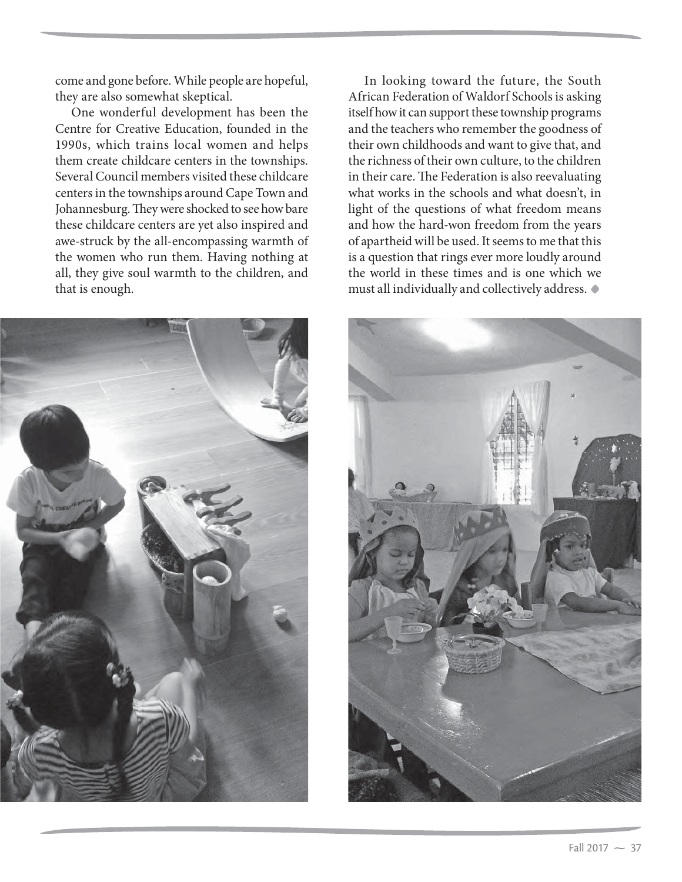come and gone before. While people are hopeful, they are also somewhat skeptical.

One wonderful development has been the Centre for Creative Education, founded in the 1990s, which trains local women and helps them create childcare centers in the townships. Several Council members visited these childcare centers in the townships around Cape Town and Johannesburg. They were shocked to see how bare these childcare centers are yet also inspired and awe-struck by the all-encompassing warmth of the women who run them. Having nothing at all, they give soul warmth to the children, and that is enough.

In looking toward the future, the South African Federation of Waldorf Schools is asking itself how it can support these township programs and the teachers who remember the goodness of their own childhoods and want to give that, and the richness of their own culture, to the children in their care. The Federation is also reevaluating what works in the schools and what doesn't, in light of the questions of what freedom means and how the hard-won freedom from the years of apartheid will be used. It seems to me that this is a question that rings ever more loudly around the world in these times and is one which we must all individually and collectively address. ◆